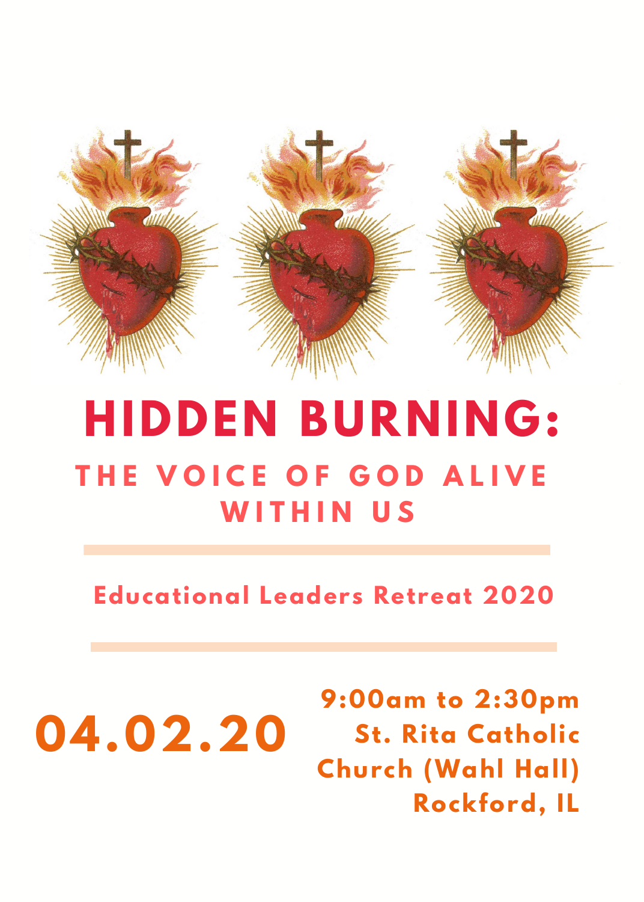# HIDDEN BURNING:

## THE VOICE OF GOD ALIVE WITHIN US

**Educational Leaders Retreat 2020**

**04.02.20**

**9:00am to 2:30pm**
**St. Rita Catholic Church (Wahl Hall)**
**Rockford, IL**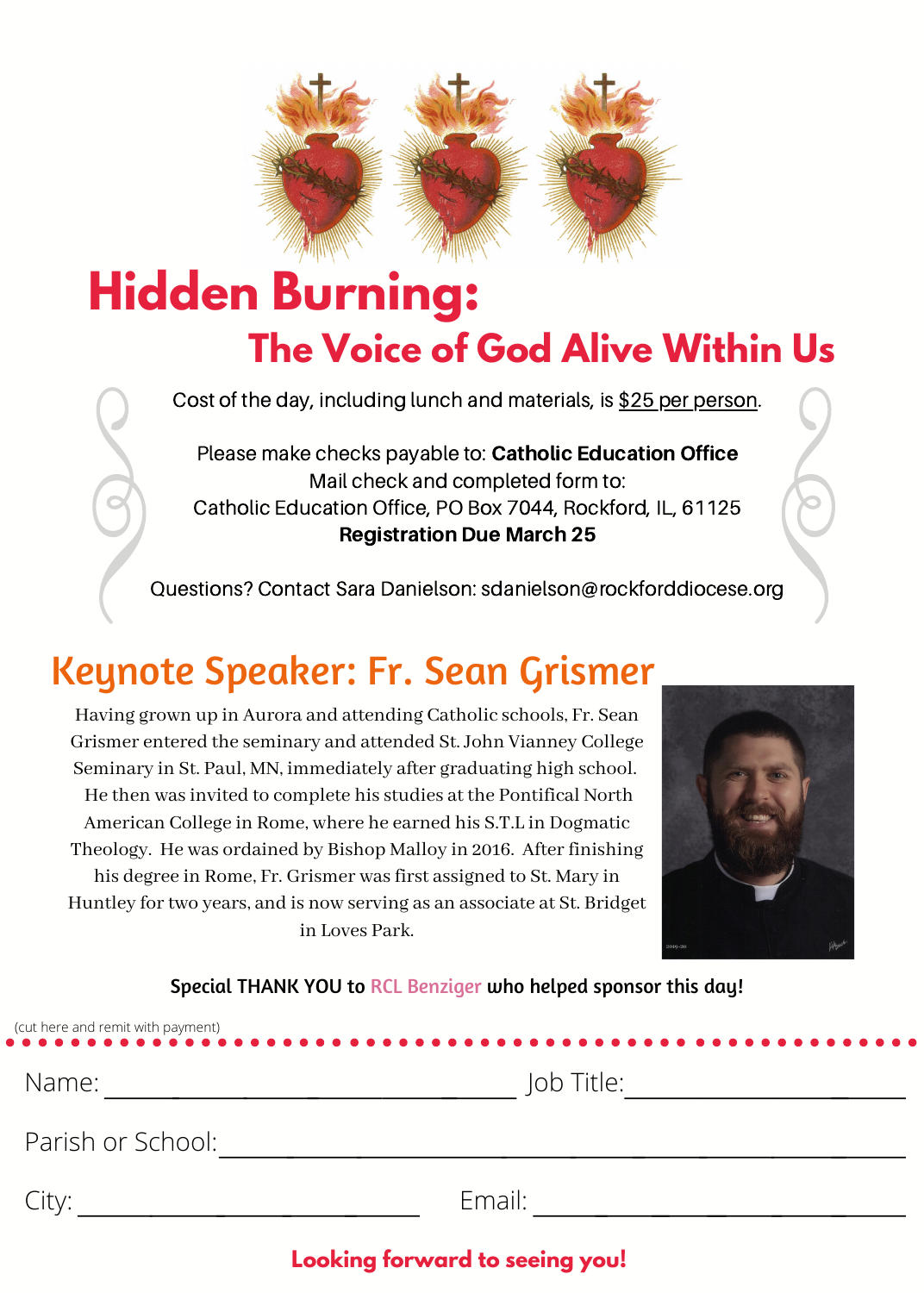# Hidden Burning:

## The Voice of God Alive Within Us

Cost of the day, including lunch and materials, is $25 per person.

Please make checks payable to: **Catholic Education Office**
Mail check and completed form to:
Catholic Education Office, PO Box 7044, Rockford, IL, 61125
**Registration Due March 25**

Questions? Contact Sara Danielson: sdanielson@rockforddiocese.org

## Keynote Speaker: Fr. Sean Grismer

Having grown up in Aurora and attending Catholic schools, Fr. Sean Grismer entered the seminary and attended St. John Vianney College Seminary in St. Paul, MN, immediately after graduating high school. He then was invited to complete his studies at the Pontifical North American College in Rome, where he earned his S.T.L in Dogmatic Theology. He was ordained by Bishop Malloy in 2016. After finishing his degree in Rome, Fr. Grismer was first assigned to St. Mary in Huntley for two years, and is now serving as an associate at St. Bridget in Loves Park.

**Special THANK YOU to RCL Benziger who helped sponsor this day!**

(cut here and remit with payment)

Name: ______________________________ Job Title: ______________________

Parish or School: ______________________________________________

City: __________________________ Email: __________________________

**Looking forward to seeing you!**